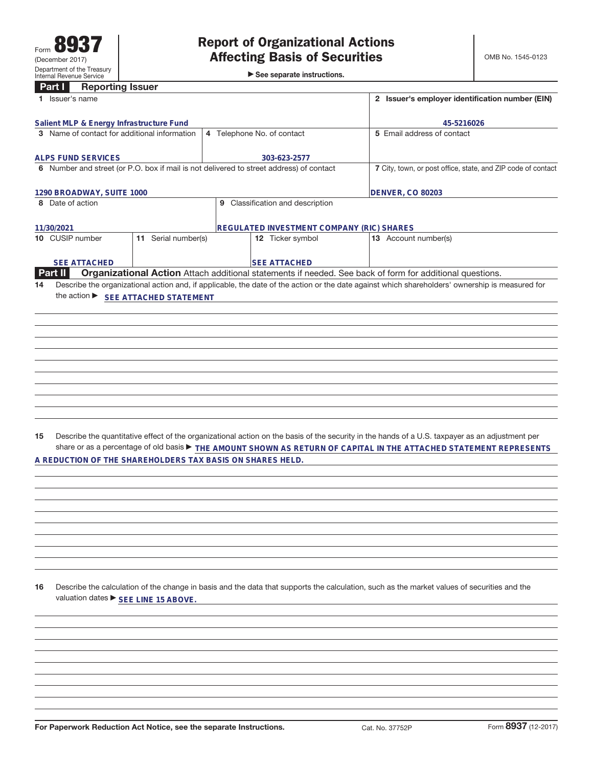Form **8937**
(December 2017)
Department of the Treasury
Internal Revenue Service

# Report of Organizational Actions Affecting Basis of Securities

▶ See separate instructions.

OMB No. 1545-0123

## Part I Reporting Issuer

| | |
|---|---|
| **1** Issuer's name: Salient MLP & Energy Infrastructure Fund | **2** Issuer's employer identification number (EIN): 45-5216026 |
| **3** Name of contact for additional information: ALPS FUND SERVICES | **4** Telephone No. of contact: 303-623-2577 |
| **5** Email address of contact: | |
| **6** Number and street (or P.O. box if mail is not delivered to street address) of contact: 1290 BROADWAY, SUITE 1000 | **7** City, town, or post office, state, and ZIP code of contact: DENVER, CO 80203 |
| **8** Date of action: 11/30/2021 | **9** Classification and description: REGULATED INVESTMENT COMPANY (RIC) SHARES |
| **10** CUSIP number: SEE ATTACHED | **11** Serial number(s): |
| **12** Ticker symbol: SEE ATTACHED | **13** Account number(s): |

## Part II Organizational Action

Attach additional statements if needed. See back of form for additional questions.

**14** Describe the organizational action and, if applicable, the date of the action or the date against which shareholders' ownership is measured for the action ▶ SEE ATTACHED STATEMENT

**15** Describe the quantitative effect of the organizational action on the basis of the security in the hands of a U.S. taxpayer as an adjustment per share or as a percentage of old basis ▶ THE AMOUNT SHOWN AS RETURN OF CAPITAL IN THE ATTACHED STATEMENT REPRESENTS A REDUCTION OF THE SHAREHOLDERS TAX BASIS ON SHARES HELD.

**16** Describe the calculation of the change in basis and the data that supports the calculation, such as the market values of securities and the valuation dates ▶ SEE LINE 15 ABOVE.

For Paperwork Reduction Act Notice, see the separate Instructions. Cat. No. 37752P Form **8937** (12-2017)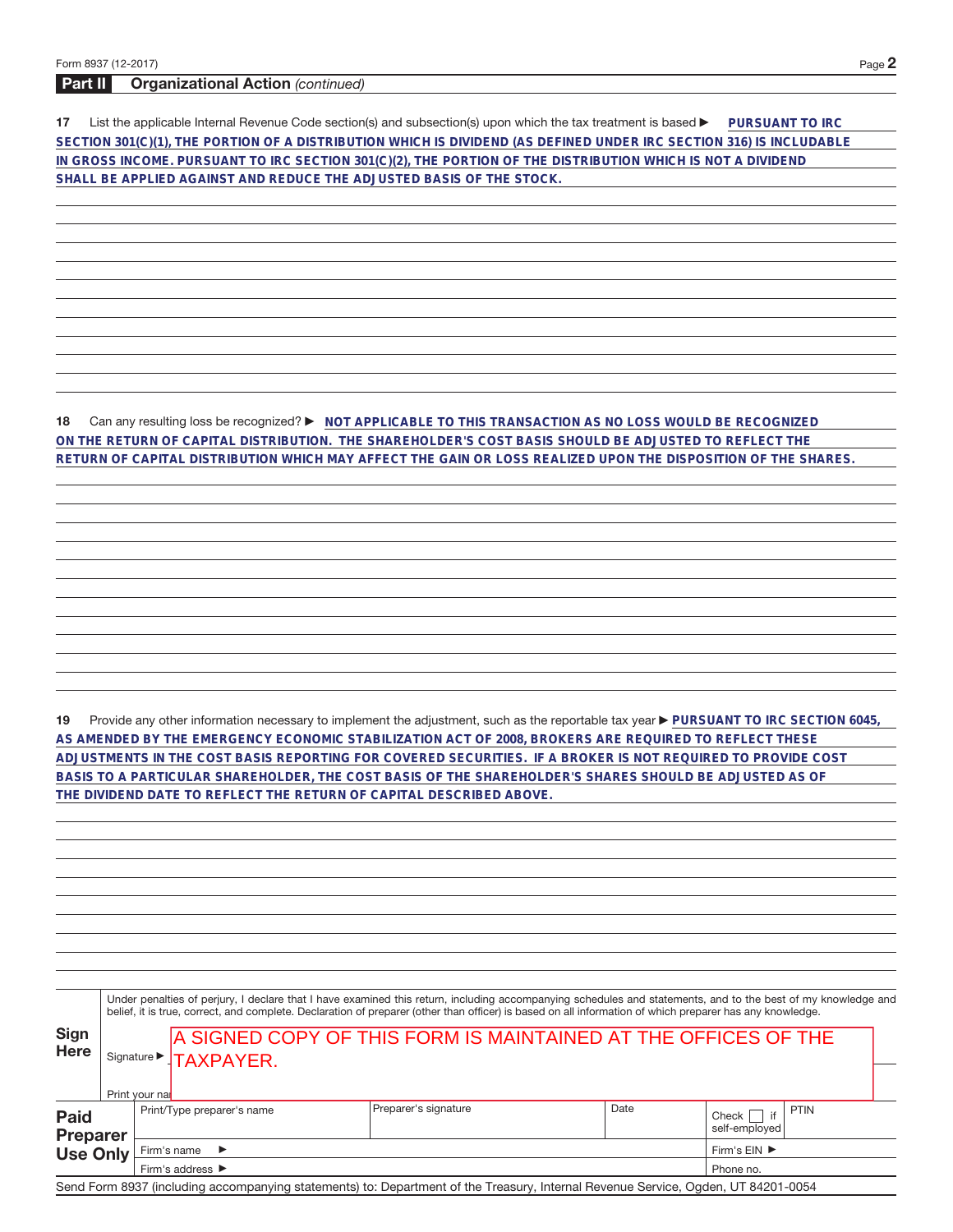## Part II Organizational Action *(continued)*

**17** List the applicable Internal Revenue Code section(s) and subsection(s) upon which the tax treatment is based ▶ PURSUANT TO IRC SECTION 301(C)(1), THE PORTION OF A DISTRIBUTION WHICH IS DIVIDEND (AS DEFINED UNDER IRC SECTION 316) IS INCLUDABLE IN GROSS INCOME. PURSUANT TO IRC SECTION 301(C)(2), THE PORTION OF THE DISTRIBUTION WHICH IS NOT A DIVIDEND SHALL BE APPLIED AGAINST AND REDUCE THE ADJUSTED BASIS OF THE STOCK.

**18** Can any resulting loss be recognized? ▶ NOT APPLICABLE TO THIS TRANSACTION AS NO LOSS WOULD BE RECOGNIZED ON THE RETURN OF CAPITAL DISTRIBUTION. THE SHAREHOLDER'S COST BASIS SHOULD BE ADJUSTED TO REFLECT THE RETURN OF CAPITAL DISTRIBUTION WHICH MAY AFFECT THE GAIN OR LOSS REALIZED UPON THE DISPOSITION OF THE SHARES.

**19** Provide any other information necessary to implement the adjustment, such as the reportable tax year ▶ PURSUANT TO IRC SECTION 6045, AS AMENDED BY THE EMERGENCY ECONOMIC STABILIZATION ACT OF 2008, BROKERS ARE REQUIRED TO REFLECT THESE ADJUSTMENTS IN THE COST BASIS REPORTING FOR COVERED SECURITIES. IF A BROKER IS NOT REQUIRED TO PROVIDE COST BASIS TO A PARTICULAR SHAREHOLDER, THE COST BASIS OF THE SHAREHOLDER'S SHARES SHOULD BE ADJUSTED AS OF THE DIVIDEND DATE TO REFLECT THE RETURN OF CAPITAL DESCRIBED ABOVE.

**Sign Here**

Under penalties of perjury, I declare that I have examined this return, including accompanying schedules and statements, and to the best of my knowledge and belief, it is true, correct, and complete. Declaration of preparer (other than officer) is based on all information of which preparer has any knowledge.

Signature ▶ A SIGNED COPY OF THIS FORM IS MAINTAINED AT THE OFFICES OF THE TAXPAYER.

Print your name

**Paid Preparer Use Only**

| Print/Type preparer's name | Preparer's signature | Date | Check ☐ if self-employed | PTIN |
|---|---|---|---|---|
| Firm's name ▶ | | | Firm's EIN ▶ | |
| Firm's address ▶ | | | Phone no. | |

Send Form 8937 (including accompanying statements) to: Department of the Treasury, Internal Revenue Service, Ogden, UT 84201-0054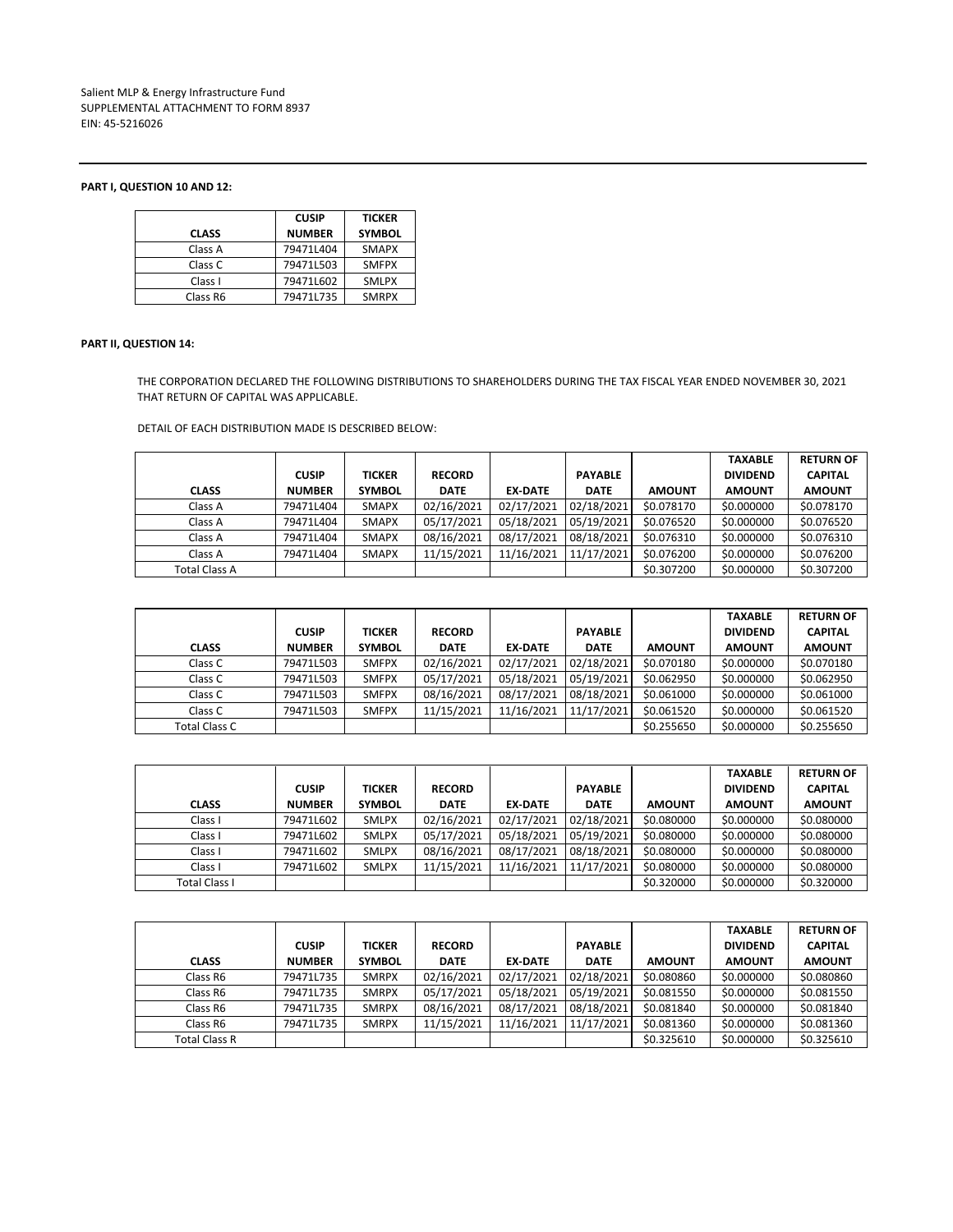Salient MLP & Energy Infrastructure Fund
SUPPLEMENTAL ATTACHMENT TO FORM 8937
EIN: 45-5216026

**PART I, QUESTION 10 AND 12:**

| CLASS | CUSIP NUMBER | TICKER SYMBOL |
|---|---|---|
| Class A | 79471L404 | SMAPX |
| Class C | 79471L503 | SMFPX |
| Class I | 79471L602 | SMLPX |
| Class R6 | 79471L735 | SMRPX |

**PART II, QUESTION 14:**

THE CORPORATION DECLARED THE FOLLOWING DISTRIBUTIONS TO SHAREHOLDERS DURING THE TAX FISCAL YEAR ENDED NOVEMBER 30, 2021 THAT RETURN OF CAPITAL WAS APPLICABLE.

DETAIL OF EACH DISTRIBUTION MADE IS DESCRIBED BELOW:

| CLASS | CUSIP NUMBER | TICKER SYMBOL | RECORD DATE | EX-DATE | PAYABLE DATE | AMOUNT | TAXABLE DIVIDEND AMOUNT | RETURN OF CAPITAL AMOUNT |
|---|---|---|---|---|---|---|---|---|
| Class A | 79471L404 | SMAPX | 02/16/2021 | 02/17/2021 | 02/18/2021 | $0.078170 | $0.000000 | $0.078170 |
| Class A | 79471L404 | SMAPX | 05/17/2021 | 05/18/2021 | 05/19/2021 | $0.076520 | $0.000000 | $0.076520 |
| Class A | 79471L404 | SMAPX | 08/16/2021 | 08/17/2021 | 08/18/2021 | $0.076310 | $0.000000 | $0.076310 |
| Class A | 79471L404 | SMAPX | 11/15/2021 | 11/16/2021 | 11/17/2021 | $0.076200 | $0.000000 | $0.076200 |
| Total Class A | | | | | | $0.307200 | $0.000000 | $0.307200 |

| CLASS | CUSIP NUMBER | TICKER SYMBOL | RECORD DATE | EX-DATE | PAYABLE DATE | AMOUNT | TAXABLE DIVIDEND AMOUNT | RETURN OF CAPITAL AMOUNT |
|---|---|---|---|---|---|---|---|---|
| Class C | 79471L503 | SMFPX | 02/16/2021 | 02/17/2021 | 02/18/2021 | $0.070180 | $0.000000 | $0.070180 |
| Class C | 79471L503 | SMFPX | 05/17/2021 | 05/18/2021 | 05/19/2021 | $0.062950 | $0.000000 | $0.062950 |
| Class C | 79471L503 | SMFPX | 08/16/2021 | 08/17/2021 | 08/18/2021 | $0.061000 | $0.000000 | $0.061000 |
| Class C | 79471L503 | SMFPX | 11/15/2021 | 11/16/2021 | 11/17/2021 | $0.061520 | $0.000000 | $0.061520 |
| Total Class C | | | | | | $0.255650 | $0.000000 | $0.255650 |

| CLASS | CUSIP NUMBER | TICKER SYMBOL | RECORD DATE | EX-DATE | PAYABLE DATE | AMOUNT | TAXABLE DIVIDEND AMOUNT | RETURN OF CAPITAL AMOUNT |
|---|---|---|---|---|---|---|---|---|
| Class I | 79471L602 | SMLPX | 02/16/2021 | 02/17/2021 | 02/18/2021 | $0.080000 | $0.000000 | $0.080000 |
| Class I | 79471L602 | SMLPX | 05/17/2021 | 05/18/2021 | 05/19/2021 | $0.080000 | $0.000000 | $0.080000 |
| Class I | 79471L602 | SMLPX | 08/16/2021 | 08/17/2021 | 08/18/2021 | $0.080000 | $0.000000 | $0.080000 |
| Class I | 79471L602 | SMLPX | 11/15/2021 | 11/16/2021 | 11/17/2021 | $0.080000 | $0.000000 | $0.080000 |
| Total Class I | | | | | | $0.320000 | $0.000000 | $0.320000 |

| CLASS | CUSIP NUMBER | TICKER SYMBOL | RECORD DATE | EX-DATE | PAYABLE DATE | AMOUNT | TAXABLE DIVIDEND AMOUNT | RETURN OF CAPITAL AMOUNT |
|---|---|---|---|---|---|---|---|---|
| Class R6 | 79471L735 | SMRPX | 02/16/2021 | 02/17/2021 | 02/18/2021 | $0.080860 | $0.000000 | $0.080860 |
| Class R6 | 79471L735 | SMRPX | 05/17/2021 | 05/18/2021 | 05/19/2021 | $0.081550 | $0.000000 | $0.081550 |
| Class R6 | 79471L735 | SMRPX | 08/16/2021 | 08/17/2021 | 08/18/2021 | $0.081840 | $0.000000 | $0.081840 |
| Class R6 | 79471L735 | SMRPX | 11/15/2021 | 11/16/2021 | 11/17/2021 | $0.081360 | $0.000000 | $0.081360 |
| Total Class R | | | | | | $0.325610 | $0.000000 | $0.325610 |